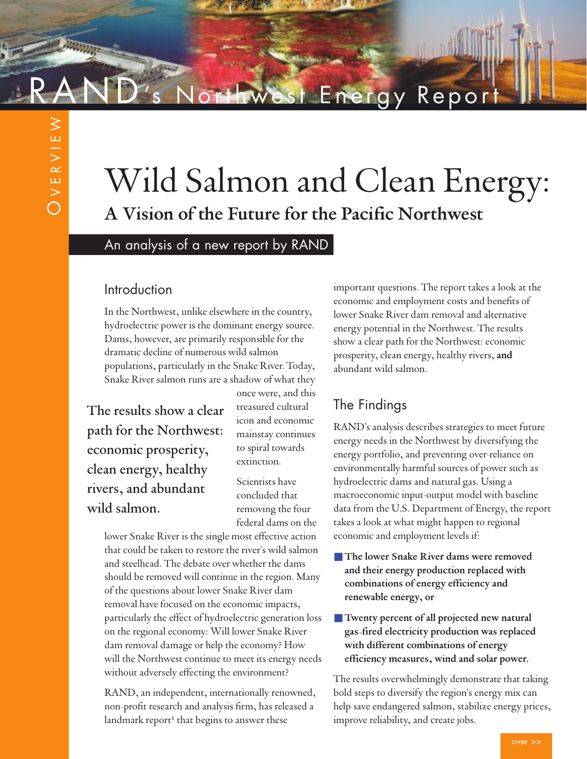RAND's Northwest Energy Report

OVERVIEW

# Wild Salmon and Clean Energy:

## A Vision of the Future for the Pacific Northwest

An analysis of a new report by RAND

### Introduction

In the Northwest, unlike elsewhere in the country, hydroelectric power is the dominant energy source. Dams, however, are primarily responsible for the dramatic decline of numerous wild salmon populations, particularly in the Snake River. Today, Snake River salmon runs are a shadow of what they once were, and this treasured cultural icon and economic mainstay continues to spiral towards extinction.

> **The results show a clear path for the Northwest: economic prosperity, clean energy, healthy rivers, and abundant wild salmon.**

Scientists have concluded that removing the four federal dams on the lower Snake River is the single most effective action that could be taken to restore the river's wild salmon and steelhead. The debate over whether the dams should be removed will continue in the region. Many of the questions about lower Snake River dam removal have focused on the economic impacts, particularly the effect of hydroelectric generation loss on the regional economy: Will lower Snake River dam removal damage or help the economy? How will the Northwest continue to meet its energy needs without adversely effecting the environment?

RAND, an independent, internationally renowned, non-profit research and analysis firm, has released a landmark report[1] that begins to answer these important questions. The report takes a look at the economic and employment costs and benefits of lower Snake River dam removal and alternative energy potential in the Northwest. The results show a clear path for the Northwest: economic prosperity, clean energy, healthy rivers, **and** abundant wild salmon.

### The Findings

RAND's analysis describes strategies to meet future energy needs in the Northwest by diversifying the energy portfolio, and preventing over-reliance on environmentally harmful sources of power such as hydroelectric dams and natural gas. Using a macroeconomic input-output model with baseline data from the U.S. Department of Energy, the report takes a look at what might happen to regional economic and employment levels if:

- **The lower Snake River dams were removed and their energy production replaced with combinations of energy efficiency and renewable energy, or**
- **Twenty percent of all projected new natural gas-fired electricity production was replaced with different combinations of energy efficiency measures, wind and solar power.**

The results overwhelmingly demonstrate that taking bold steps to diversify the region's energy mix can help save endangered salmon, stabilize energy prices, improve reliability, and create jobs.

over >>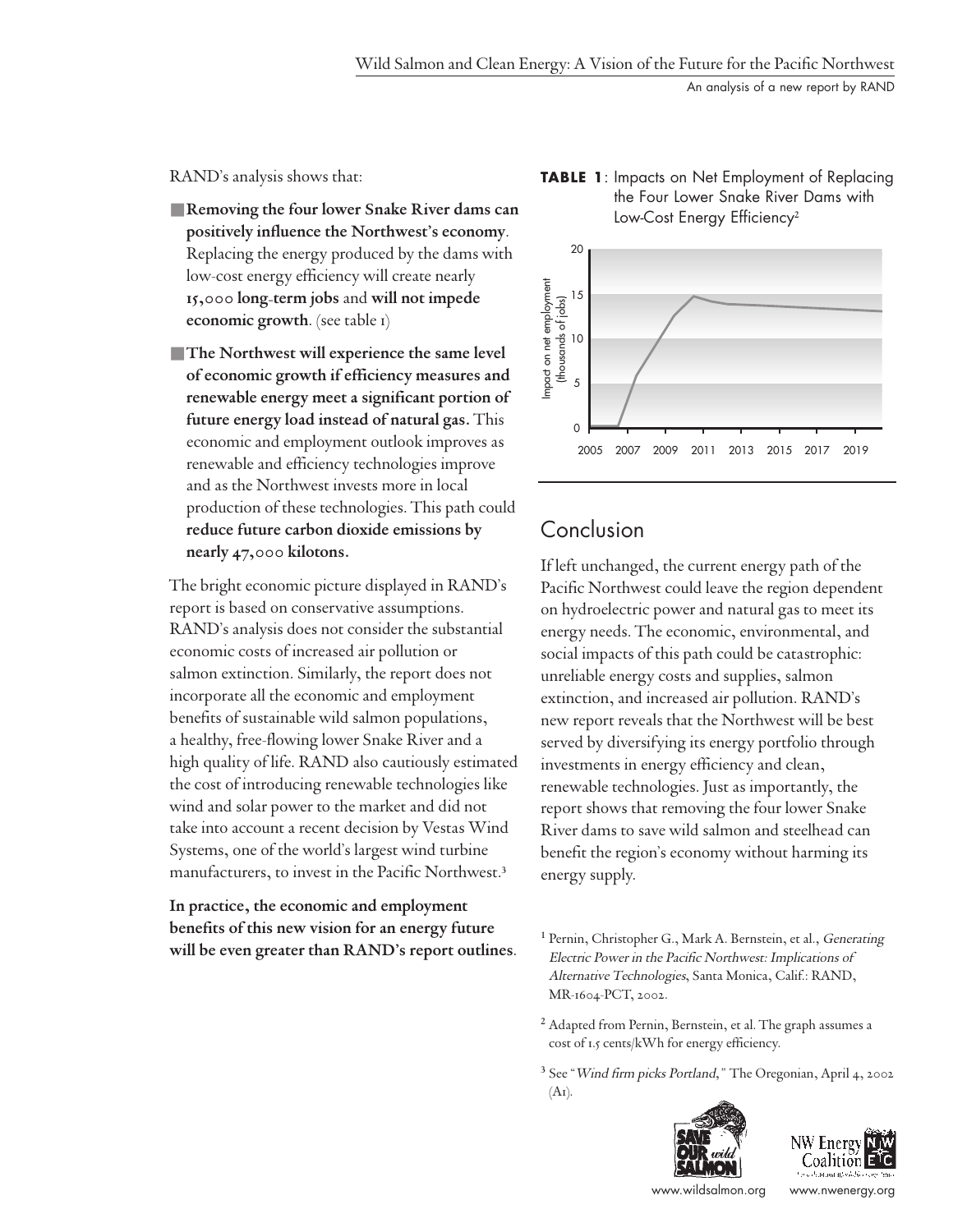RAND's analysis shows that:

- **Removing the four lower Snake River dams can positively influence the Northwest's economy**. Replacing the energy produced by the dams with low-cost energy efficiency will create nearly **15,000 long-term jobs** and **will not impede economic growth**. (see table 1)
- **The Northwest will experience the same level of economic growth if efficiency measures and renewable energy meet a significant portion of future energy load instead of natural gas.** This economic and employment outlook improves as renewable and efficiency technologies improve and as the Northwest invests more in local production of these technologies. This path could **reduce future carbon dioxide emissions by nearly 47,000 kilotons.**

The bright economic picture displayed in RAND's report is based on conservative assumptions. RAND's analysis does not consider the substantial economic costs of increased air pollution or salmon extinction. Similarly, the report does not incorporate all the economic and employment benefits of sustainable wild salmon populations, a healthy, free-flowing lower Snake River and a high quality of life. RAND also cautiously estimated the cost of introducing renewable technologies like wind and solar power to the market and did not take into account a recent decision by Vestas Wind Systems, one of the world's largest wind turbine manufacturers, to invest in the Pacific Northwest.[3]

**In practice, the economic and employment benefits of this new vision for an energy future will be even greater than RAND's report outlines**.

**TABLE 1**: Impacts on Net Employment of Replacing the Four Lower Snake River Dams with Low-Cost Energy Efficiency[2]

Impact on net employment (thousands of jobs)

20
15
10
5
0

2005 2007 2009 2011 2013 2015 2017 2019

## Conclusion

If left unchanged, the current energy path of the Pacific Northwest could leave the region dependent on hydroelectric power and natural gas to meet its energy needs. The economic, environmental, and social impacts of this path could be catastrophic: unreliable energy costs and supplies, salmon extinction, and increased air pollution. RAND's new report reveals that the Northwest will be best served by diversifying its energy portfolio through investments in energy efficiency and clean, renewable technologies. Just as importantly, the report shows that removing the four lower Snake River dams to save wild salmon and steelhead can benefit the region's economy without harming its energy supply.

[1] Pernin, Christopher G., Mark A. Bernstein, et al., *Generating Electric Power in the Pacific Northwest: Implications of Alternative Technologies*, Santa Monica, Calif.: RAND, MR-1604-PCT, 2002.

[2] Adapted from Pernin, Bernstein, et al. The graph assumes a cost of 1.5 cents/kWh for energy efficiency.

[3] See "*Wind firm picks Portland*," The Oregonian, April 4, 2002 (A1).

www.wildsalmon.org www.nwenergy.org